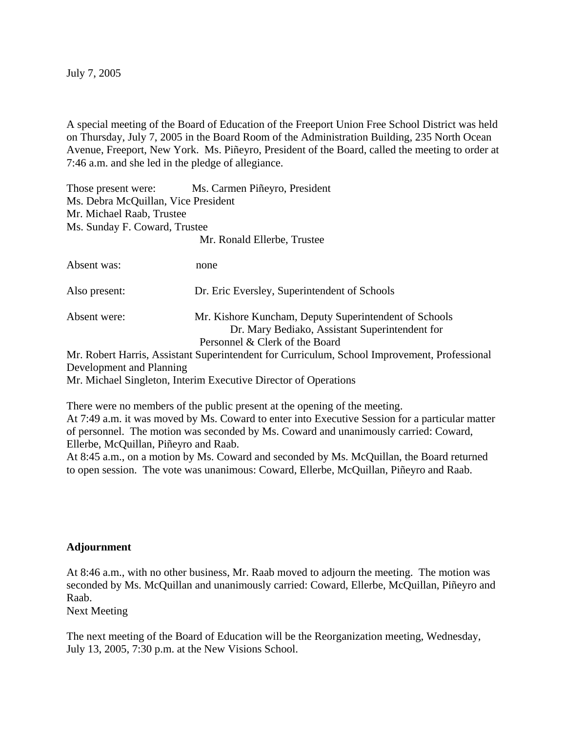July 7, 2005

A special meeting of the Board of Education of the Freeport Union Free School District was held on Thursday, July 7, 2005 in the Board Room of the Administration Building, 235 North Ocean Avenue, Freeport, New York. Ms. Piñeyro, President of the Board, called the meeting to order at 7:46 a.m. and she led in the pledge of allegiance.

Those present were: Ms. Carmen Piñeyro, President
Ms. Debra McQuillan, Vice President
Mr. Michael Raab, Trustee
Ms. Sunday F. Coward, Trustee
Mr. Ronald Ellerbe, Trustee

Absent was: none

Also present: Dr. Eric Eversley, Superintendent of Schools

Absent were: Mr. Kishore Kuncham, Deputy Superintendent of Schools
Dr. Mary Bediako, Assistant Superintendent for Personnel & Clerk of the Board
Mr. Robert Harris, Assistant Superintendent for Curriculum, School Improvement, Professional Development and Planning
Mr. Michael Singleton, Interim Executive Director of Operations

There were no members of the public present at the opening of the meeting.
At 7:49 a.m. it was moved by Ms. Coward to enter into Executive Session for a particular matter of personnel. The motion was seconded by Ms. Coward and unanimously carried: Coward, Ellerbe, McQuillan, Piñeyro and Raab.
At 8:45 a.m., on a motion by Ms. Coward and seconded by Ms. McQuillan, the Board returned to open session. The vote was unanimous: Coward, Ellerbe, McQuillan, Piñeyro and Raab.

**Adjournment**

At 8:46 a.m., with no other business, Mr. Raab moved to adjourn the meeting. The motion was seconded by Ms. McQuillan and unanimously carried: Coward, Ellerbe, McQuillan, Piñeyro and Raab.
Next Meeting

The next meeting of the Board of Education will be the Reorganization meeting, Wednesday, July 13, 2005, 7:30 p.m. at the New Visions School.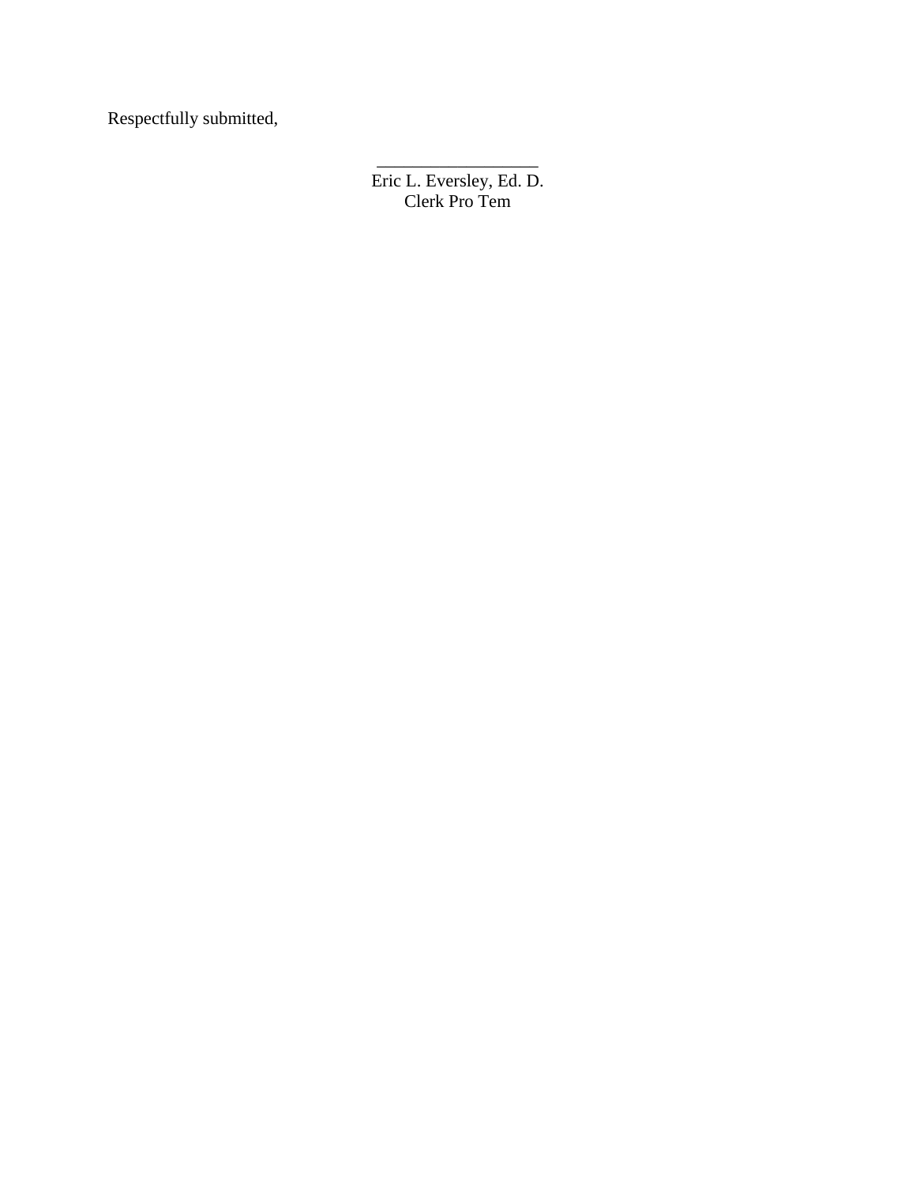Respectfully submitted,

\_\_\_\_\_\_\_\_\_\_\_\_\_\_\_\_\_\_

Eric L. Eversley, Ed. D.
Clerk Pro Tem